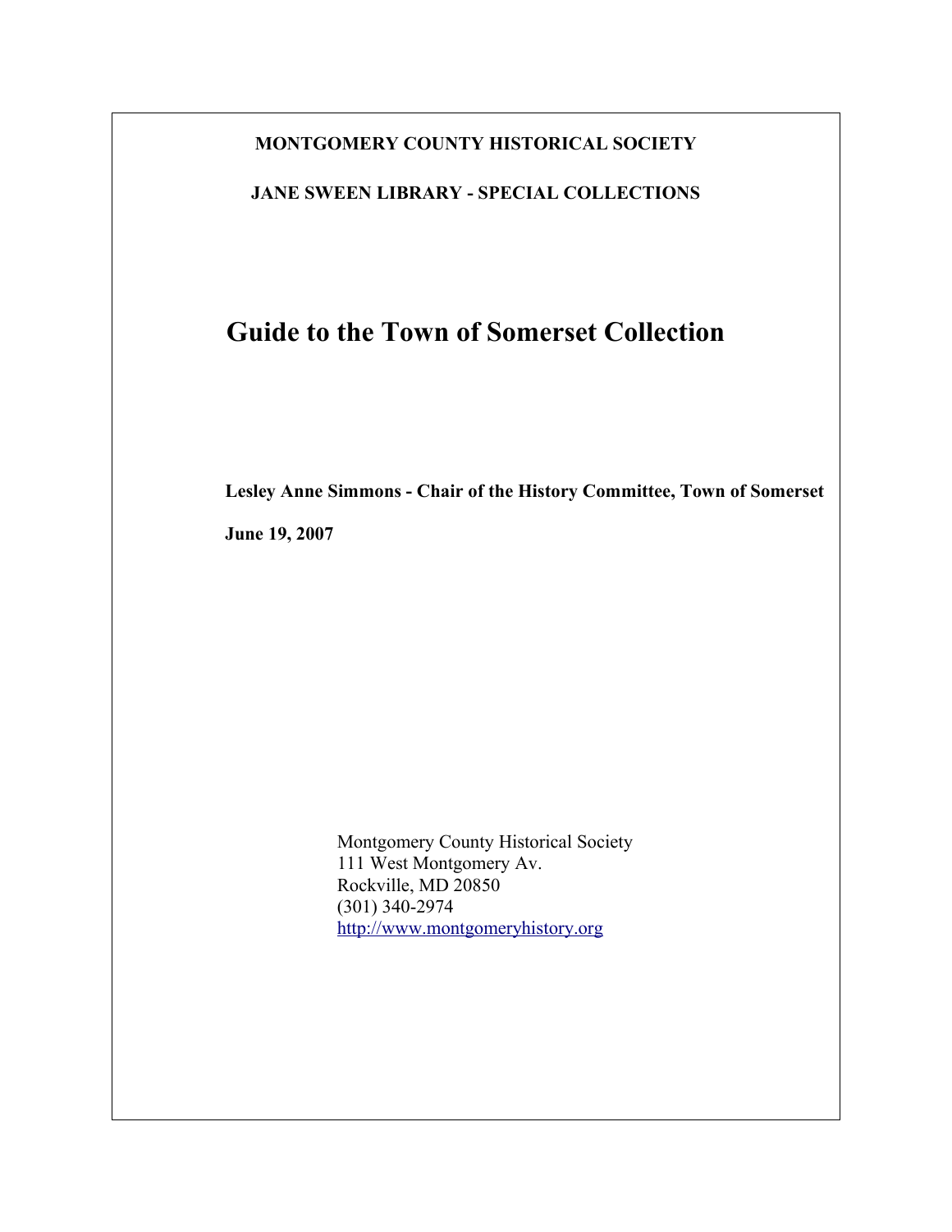**MONTGOMERY COUNTY HISTORICAL SOCIETY**

**JANE SWEEN LIBRARY - SPECIAL COLLECTIONS**

# Guide to the Town of Somerset Collection

**Lesley Anne Simmons - Chair of the History Committee, Town of Somerset**

**June 19, 2007**

Montgomery County Historical Society
111 West Montgomery Av.
Rockville, MD 20850
(301) 340-2974
http://www.montgomeryhistory.org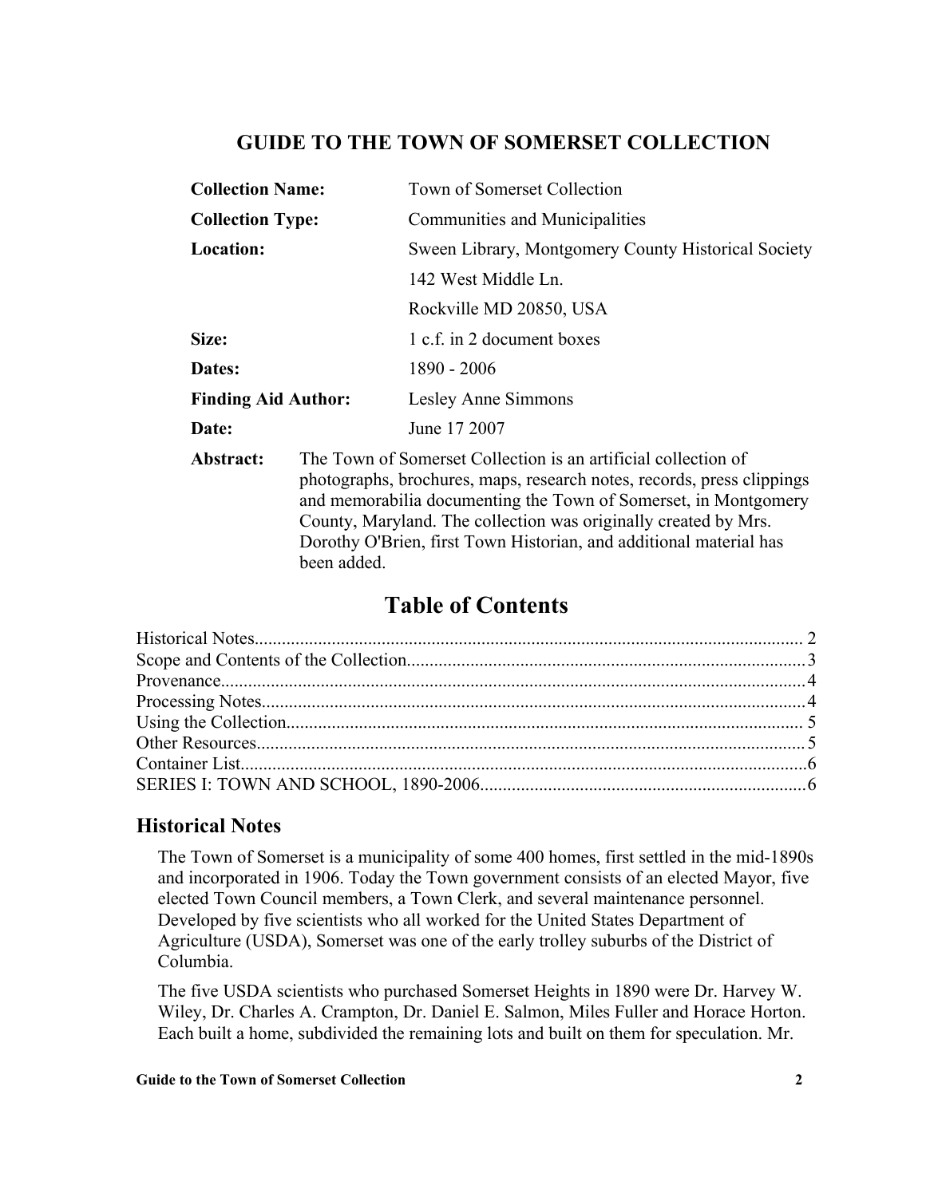# GUIDE TO THE TOWN OF SOMERSET COLLECTION

| | |
|---|---|
| **Collection Name:** | Town of Somerset Collection |
| **Collection Type:** | Communities and Municipalities |
| **Location:** | Sween Library, Montgomery County Historical Society<br>142 West Middle Ln.<br>Rockville MD 20850, USA |
| **Size:** | 1 c.f. in 2 document boxes |
| **Dates:** | 1890 - 2006 |
| **Finding Aid Author:** | Lesley Anne Simmons |
| **Date:** | June 17 2007 |

**Abstract:** The Town of Somerset Collection is an artificial collection of photographs, brochures, maps, research notes, records, press clippings and memorabilia documenting the Town of Somerset, in Montgomery County, Maryland. The collection was originally created by Mrs. Dorothy O'Brien, first Town Historian, and additional material has been added.

## Table of Contents

Historical Notes........................................................................................................................ 2
Scope and Contents of the Collection......................................................................................3
Provenance................................................................................................................................4
Processing Notes.......................................................................................................................4
Using the Collection.................................................................................................................. 5
Other Resources......................................................................................................................... 5
Container List.............................................................................................................................6
SERIES I: TOWN AND SCHOOL, 1890-2006.......................................................................6

## Historical Notes

The Town of Somerset is a municipality of some 400 homes, first settled in the mid-1890s and incorporated in 1906. Today the Town government consists of an elected Mayor, five elected Town Council members, a Town Clerk, and several maintenance personnel. Developed by five scientists who all worked for the United States Department of Agriculture (USDA), Somerset was one of the early trolley suburbs of the District of Columbia.

The five USDA scientists who purchased Somerset Heights in 1890 were Dr. Harvey W. Wiley, Dr. Charles A. Crampton, Dr. Daniel E. Salmon, Miles Fuller and Horace Horton. Each built a home, subdivided the remaining lots and built on them for speculation. Mr.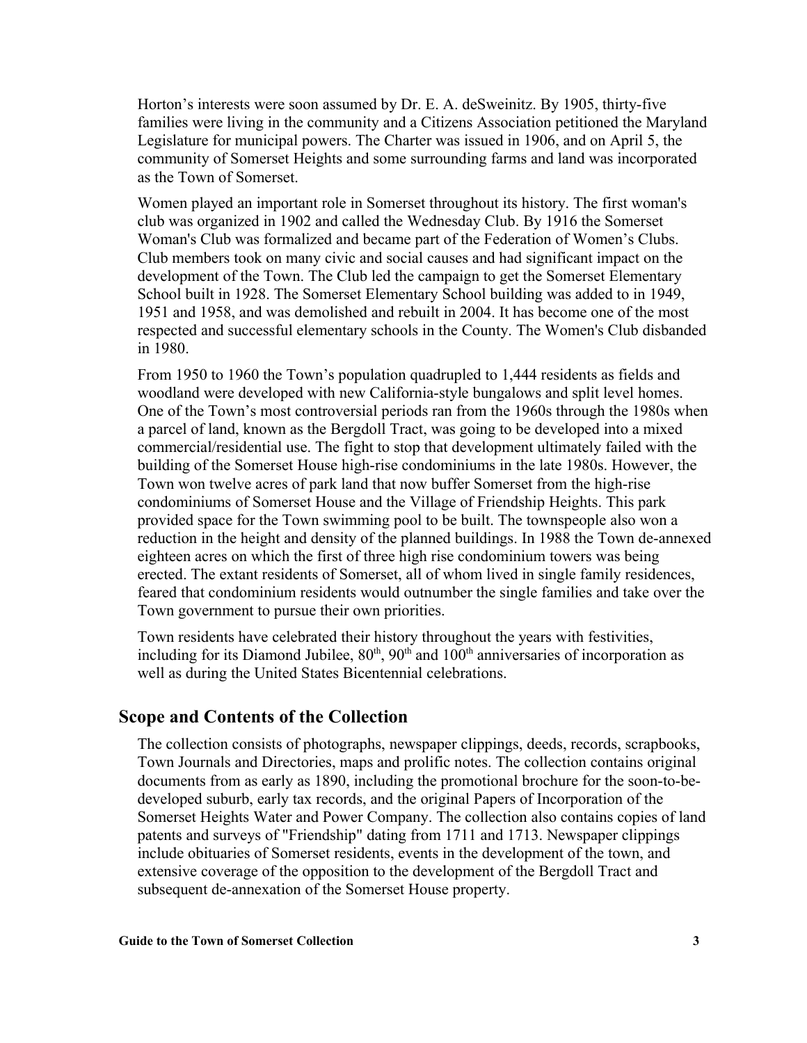Horton's interests were soon assumed by Dr. E. A. deSweinitz. By 1905, thirty-five families were living in the community and a Citizens Association petitioned the Maryland Legislature for municipal powers. The Charter was issued in 1906, and on April 5, the community of Somerset Heights and some surrounding farms and land was incorporated as the Town of Somerset.

Women played an important role in Somerset throughout its history. The first woman's club was organized in 1902 and called the Wednesday Club. By 1916 the Somerset Woman's Club was formalized and became part of the Federation of Women's Clubs. Club members took on many civic and social causes and had significant impact on the development of the Town. The Club led the campaign to get the Somerset Elementary School built in 1928. The Somerset Elementary School building was added to in 1949, 1951 and 1958, and was demolished and rebuilt in 2004. It has become one of the most respected and successful elementary schools in the County. The Women's Club disbanded in 1980.

From 1950 to 1960 the Town's population quadrupled to 1,444 residents as fields and woodland were developed with new California-style bungalows and split level homes. One of the Town's most controversial periods ran from the 1960s through the 1980s when a parcel of land, known as the Bergdoll Tract, was going to be developed into a mixed commercial/residential use. The fight to stop that development ultimately failed with the building of the Somerset House high-rise condominiums in the late 1980s. However, the Town won twelve acres of park land that now buffer Somerset from the high-rise condominiums of Somerset House and the Village of Friendship Heights. This park provided space for the Town swimming pool to be built. The townspeople also won a reduction in the height and density of the planned buildings. In 1988 the Town de-annexed eighteen acres on which the first of three high rise condominium towers was being erected. The extant residents of Somerset, all of whom lived in single family residences, feared that condominium residents would outnumber the single families and take over the Town government to pursue their own priorities.

Town residents have celebrated their history throughout the years with festivities, including for its Diamond Jubilee, 80th, 90th and 100th anniversaries of incorporation as well as during the United States Bicentennial celebrations.

## Scope and Contents of the Collection

The collection consists of photographs, newspaper clippings, deeds, records, scrapbooks, Town Journals and Directories, maps and prolific notes. The collection contains original documents from as early as 1890, including the promotional brochure for the soon-to-be-developed suburb, early tax records, and the original Papers of Incorporation of the Somerset Heights Water and Power Company. The collection also contains copies of land patents and surveys of "Friendship" dating from 1711 and 1713. Newspaper clippings include obituaries of Somerset residents, events in the development of the town, and extensive coverage of the opposition to the development of the Bergdoll Tract and subsequent de-annexation of the Somerset House property.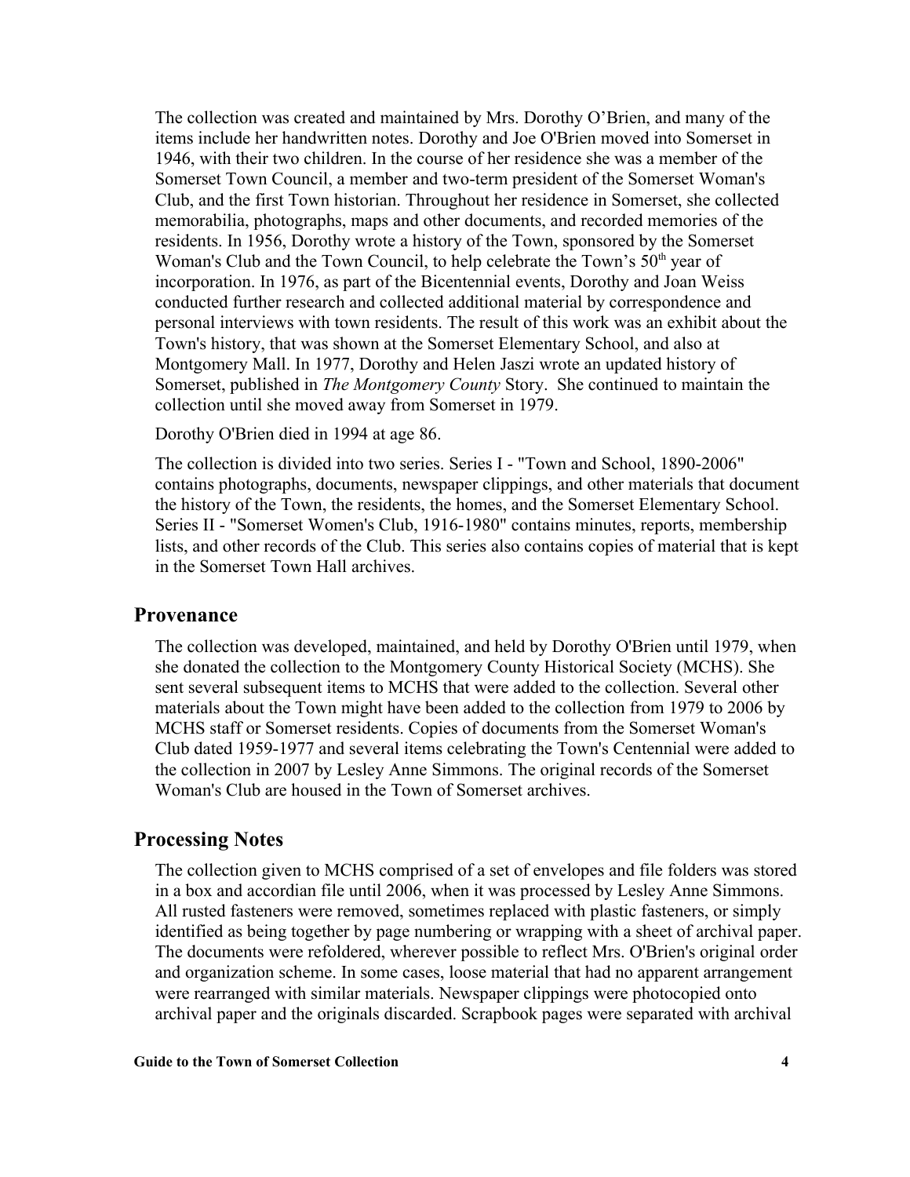The collection was created and maintained by Mrs. Dorothy O'Brien, and many of the items include her handwritten notes. Dorothy and Joe O'Brien moved into Somerset in 1946, with their two children. In the course of her residence she was a member of the Somerset Town Council, a member and two-term president of the Somerset Woman's Club, and the first Town historian. Throughout her residence in Somerset, she collected memorabilia, photographs, maps and other documents, and recorded memories of the residents. In 1956, Dorothy wrote a history of the Town, sponsored by the Somerset Woman's Club and the Town Council, to help celebrate the Town's 50th year of incorporation. In 1976, as part of the Bicentennial events, Dorothy and Joan Weiss conducted further research and collected additional material by correspondence and personal interviews with town residents. The result of this work was an exhibit about the Town's history, that was shown at the Somerset Elementary School, and also at Montgomery Mall. In 1977, Dorothy and Helen Jaszi wrote an updated history of Somerset, published in *The Montgomery County* Story. She continued to maintain the collection until she moved away from Somerset in 1979.

Dorothy O'Brien died in 1994 at age 86.

The collection is divided into two series. Series I - "Town and School, 1890-2006" contains photographs, documents, newspaper clippings, and other materials that document the history of the Town, the residents, the homes, and the Somerset Elementary School. Series II - "Somerset Women's Club, 1916-1980" contains minutes, reports, membership lists, and other records of the Club. This series also contains copies of material that is kept in the Somerset Town Hall archives.

## Provenance

The collection was developed, maintained, and held by Dorothy O'Brien until 1979, when she donated the collection to the Montgomery County Historical Society (MCHS). She sent several subsequent items to MCHS that were added to the collection. Several other materials about the Town might have been added to the collection from 1979 to 2006 by MCHS staff or Somerset residents. Copies of documents from the Somerset Woman's Club dated 1959-1977 and several items celebrating the Town's Centennial were added to the collection in 2007 by Lesley Anne Simmons. The original records of the Somerset Woman's Club are housed in the Town of Somerset archives.

## Processing Notes

The collection given to MCHS comprised of a set of envelopes and file folders was stored in a box and accordian file until 2006, when it was processed by Lesley Anne Simmons. All rusted fasteners were removed, sometimes replaced with plastic fasteners, or simply identified as being together by page numbering or wrapping with a sheet of archival paper. The documents were refoldered, wherever possible to reflect Mrs. O'Brien's original order and organization scheme. In some cases, loose material that had no apparent arrangement were rearranged with similar materials. Newspaper clippings were photocopied onto archival paper and the originals discarded. Scrapbook pages were separated with archival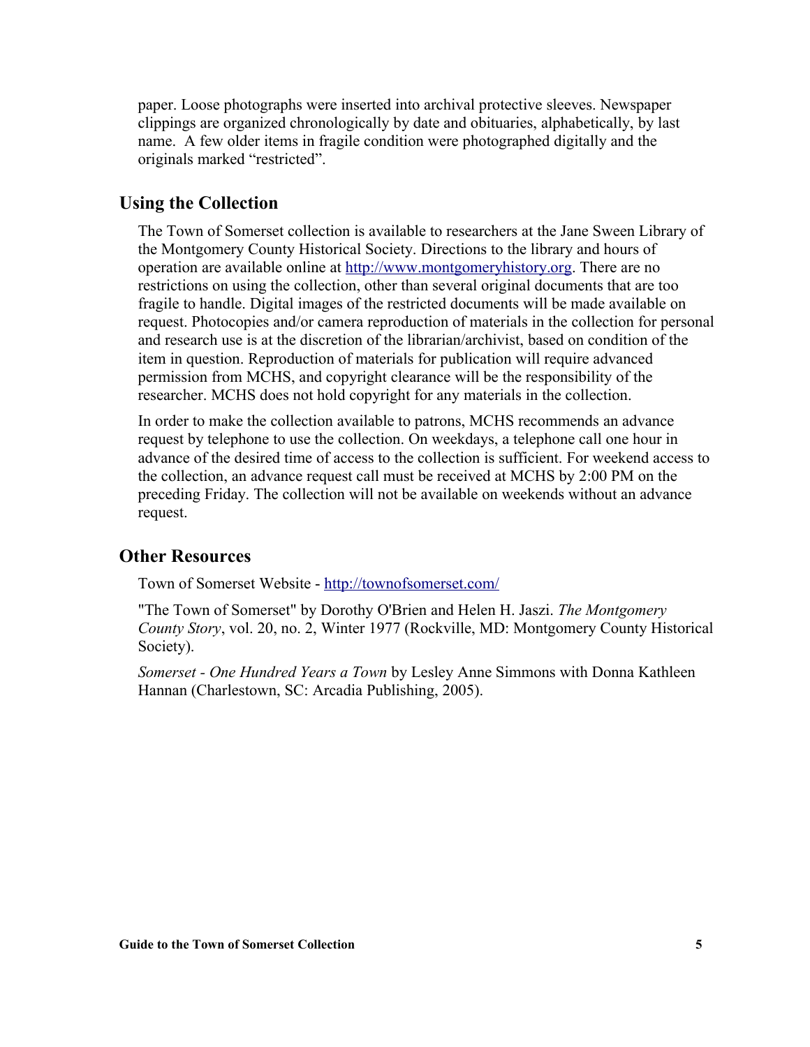paper. Loose photographs were inserted into archival protective sleeves. Newspaper clippings are organized chronologically by date and obituaries, alphabetically, by last name. A few older items in fragile condition were photographed digitally and the originals marked "restricted".

## Using the Collection

The Town of Somerset collection is available to researchers at the Jane Sween Library of the Montgomery County Historical Society. Directions to the library and hours of operation are available online at http://www.montgomeryhistory.org. There are no restrictions on using the collection, other than several original documents that are too fragile to handle. Digital images of the restricted documents will be made available on request. Photocopies and/or camera reproduction of materials in the collection for personal and research use is at the discretion of the librarian/archivist, based on condition of the item in question. Reproduction of materials for publication will require advanced permission from MCHS, and copyright clearance will be the responsibility of the researcher. MCHS does not hold copyright for any materials in the collection.

In order to make the collection available to patrons, MCHS recommends an advance request by telephone to use the collection. On weekdays, a telephone call one hour in advance of the desired time of access to the collection is sufficient. For weekend access to the collection, an advance request call must be received at MCHS by 2:00 PM on the preceding Friday. The collection will not be available on weekends without an advance request.

## Other Resources

Town of Somerset Website - http://townofsomerset.com/

"The Town of Somerset" by Dorothy O'Brien and Helen H. Jaszi. *The Montgomery County Story*, vol. 20, no. 2, Winter 1977 (Rockville, MD: Montgomery County Historical Society).

*Somerset - One Hundred Years a Town* by Lesley Anne Simmons with Donna Kathleen Hannan (Charlestown, SC: Arcadia Publishing, 2005).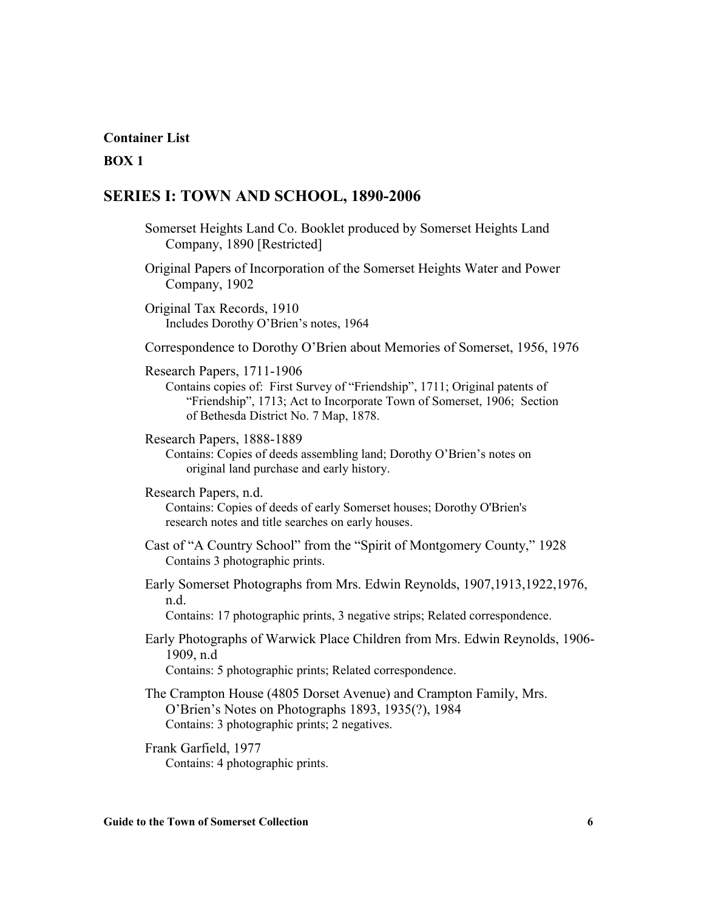**Container List**

**BOX 1**

## SERIES I: TOWN AND SCHOOL, 1890-2006

Somerset Heights Land Co. Booklet produced by Somerset Heights Land Company, 1890 [Restricted]

Original Papers of Incorporation of the Somerset Heights Water and Power Company, 1902

Original Tax Records, 1910
Includes Dorothy O'Brien's notes, 1964

Correspondence to Dorothy O'Brien about Memories of Somerset, 1956, 1976

Research Papers, 1711-1906
Contains copies of: First Survey of "Friendship", 1711; Original patents of "Friendship", 1713; Act to Incorporate Town of Somerset, 1906; Section of Bethesda District No. 7 Map, 1878.

Research Papers, 1888-1889
Contains: Copies of deeds assembling land; Dorothy O'Brien's notes on original land purchase and early history.

Research Papers, n.d.
Contains: Copies of deeds of early Somerset houses; Dorothy O'Brien's research notes and title searches on early houses.

Cast of "A Country School" from the "Spirit of Montgomery County," 1928
Contains 3 photographic prints.

Early Somerset Photographs from Mrs. Edwin Reynolds, 1907,1913,1922,1976, n.d.
Contains: 17 photographic prints, 3 negative strips; Related correspondence.

Early Photographs of Warwick Place Children from Mrs. Edwin Reynolds, 1906-1909, n.d
Contains: 5 photographic prints; Related correspondence.

The Crampton House (4805 Dorset Avenue) and Crampton Family, Mrs. O'Brien's Notes on Photographs 1893, 1935(?), 1984
Contains: 3 photographic prints; 2 negatives.

Frank Garfield, 1977
Contains: 4 photographic prints.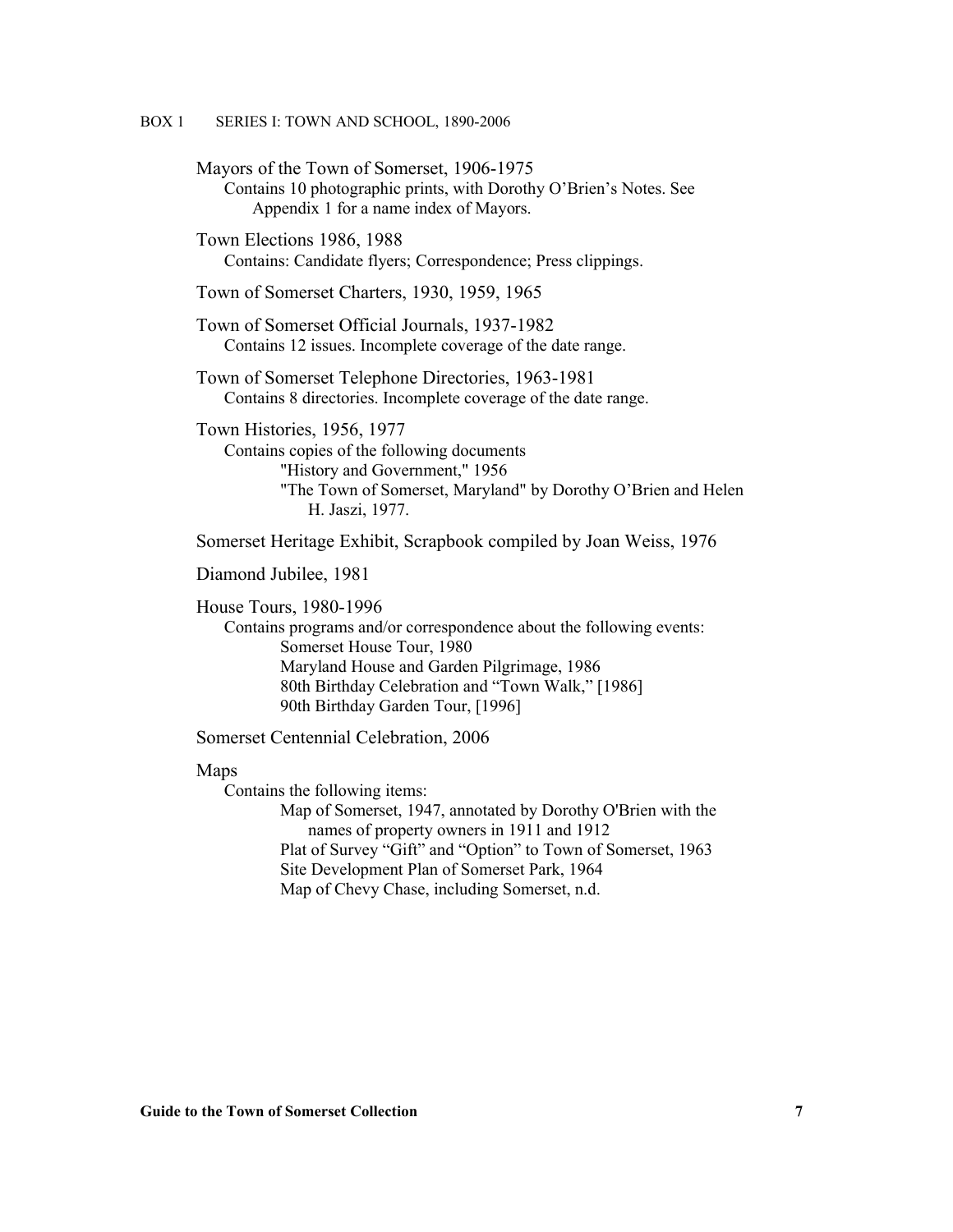BOX 1 SERIES I: TOWN AND SCHOOL, 1890-2006

Mayors of the Town of Somerset, 1906-1975
Contains 10 photographic prints, with Dorothy O'Brien's Notes. See Appendix 1 for a name index of Mayors.

Town Elections 1986, 1988
Contains: Candidate flyers; Correspondence; Press clippings.

Town of Somerset Charters, 1930, 1959, 1965

Town of Somerset Official Journals, 1937-1982
Contains 12 issues. Incomplete coverage of the date range.

Town of Somerset Telephone Directories, 1963-1981
Contains 8 directories. Incomplete coverage of the date range.

Town Histories, 1956, 1977
Contains copies of the following documents
- "History and Government," 1956
- "The Town of Somerset, Maryland" by Dorothy O'Brien and Helen H. Jaszi, 1977.

Somerset Heritage Exhibit, Scrapbook compiled by Joan Weiss, 1976

Diamond Jubilee, 1981

House Tours, 1980-1996
Contains programs and/or correspondence about the following events:
- Somerset House Tour, 1980
- Maryland House and Garden Pilgrimage, 1986
- 80th Birthday Celebration and "Town Walk," [1986]
- 90th Birthday Garden Tour, [1996]

Somerset Centennial Celebration, 2006

Maps
Contains the following items:
- Map of Somerset, 1947, annotated by Dorothy O'Brien with the names of property owners in 1911 and 1912
- Plat of Survey "Gift" and "Option" to Town of Somerset, 1963
- Site Development Plan of Somerset Park, 1964
- Map of Chevy Chase, including Somerset, n.d.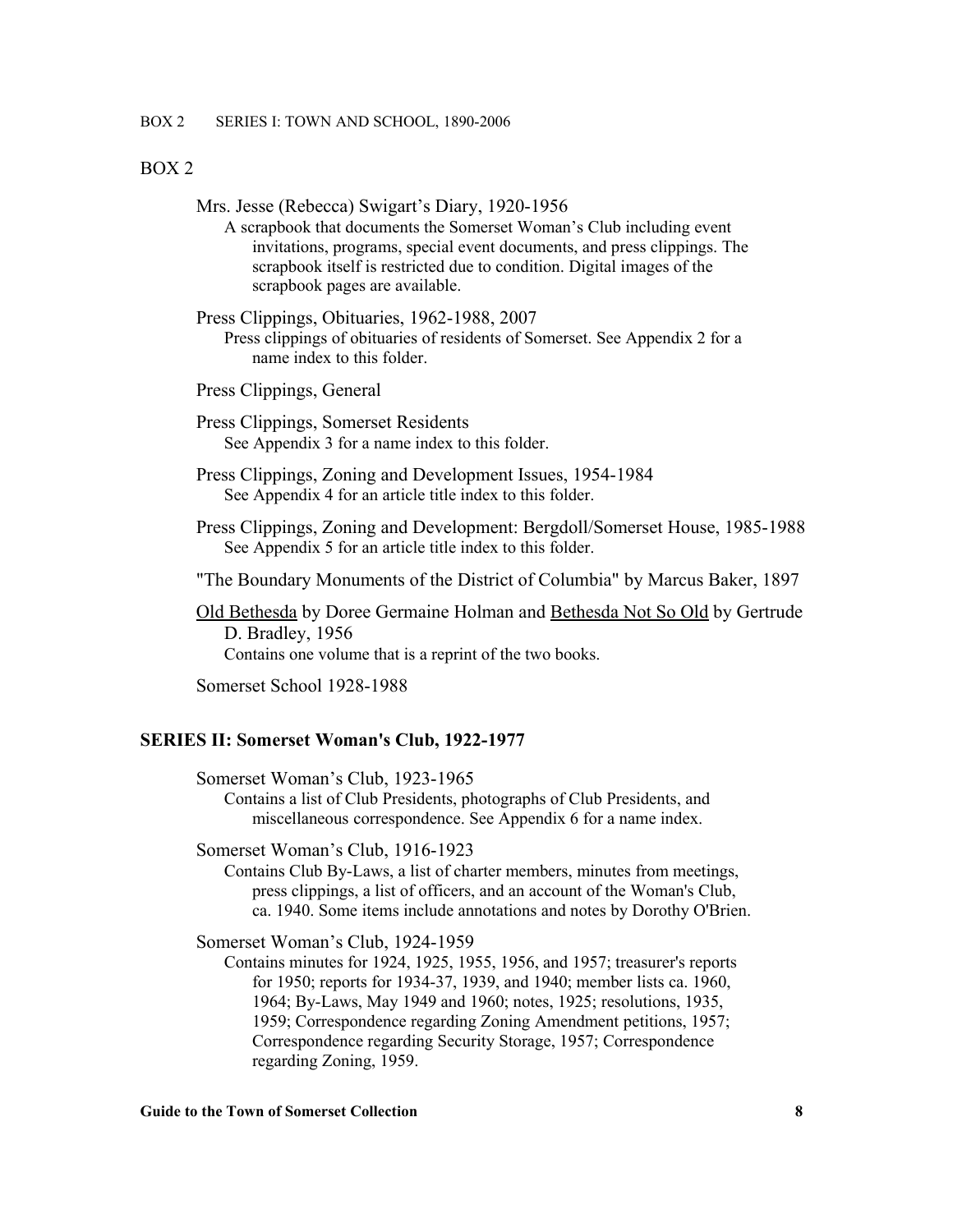## BOX 2

Mrs. Jesse (Rebecca) Swigart's Diary, 1920-1956

A scrapbook that documents the Somerset Woman's Club including event invitations, programs, special event documents, and press clippings. The scrapbook itself is restricted due to condition. Digital images of the scrapbook pages are available.

Press Clippings, Obituaries, 1962-1988, 2007

Press clippings of obituaries of residents of Somerset. See Appendix 2 for a name index to this folder.

Press Clippings, General

Press Clippings, Somerset Residents

See Appendix 3 for a name index to this folder.

Press Clippings, Zoning and Development Issues, 1954-1984

See Appendix 4 for an article title index to this folder.

Press Clippings, Zoning and Development: Bergdoll/Somerset House, 1985-1988

See Appendix 5 for an article title index to this folder.

"The Boundary Monuments of the District of Columbia" by Marcus Baker, 1897

Old Bethesda by Doree Germaine Holman and Bethesda Not So Old by Gertrude D. Bradley, 1956

Contains one volume that is a reprint of the two books.

Somerset School 1928-1988

### SERIES II: Somerset Woman's Club, 1922-1977

Somerset Woman's Club, 1923-1965

Contains a list of Club Presidents, photographs of Club Presidents, and miscellaneous correspondence. See Appendix 6 for a name index.

Somerset Woman's Club, 1916-1923

Contains Club By-Laws, a list of charter members, minutes from meetings, press clippings, a list of officers, and an account of the Woman's Club, ca. 1940. Some items include annotations and notes by Dorothy O'Brien.

Somerset Woman's Club, 1924-1959

Contains minutes for 1924, 1925, 1955, 1956, and 1957; treasurer's reports for 1950; reports for 1934-37, 1939, and 1940; member lists ca. 1960, 1964; By-Laws, May 1949 and 1960; notes, 1925; resolutions, 1935, 1959; Correspondence regarding Zoning Amendment petitions, 1957; Correspondence regarding Security Storage, 1957; Correspondence regarding Zoning, 1959.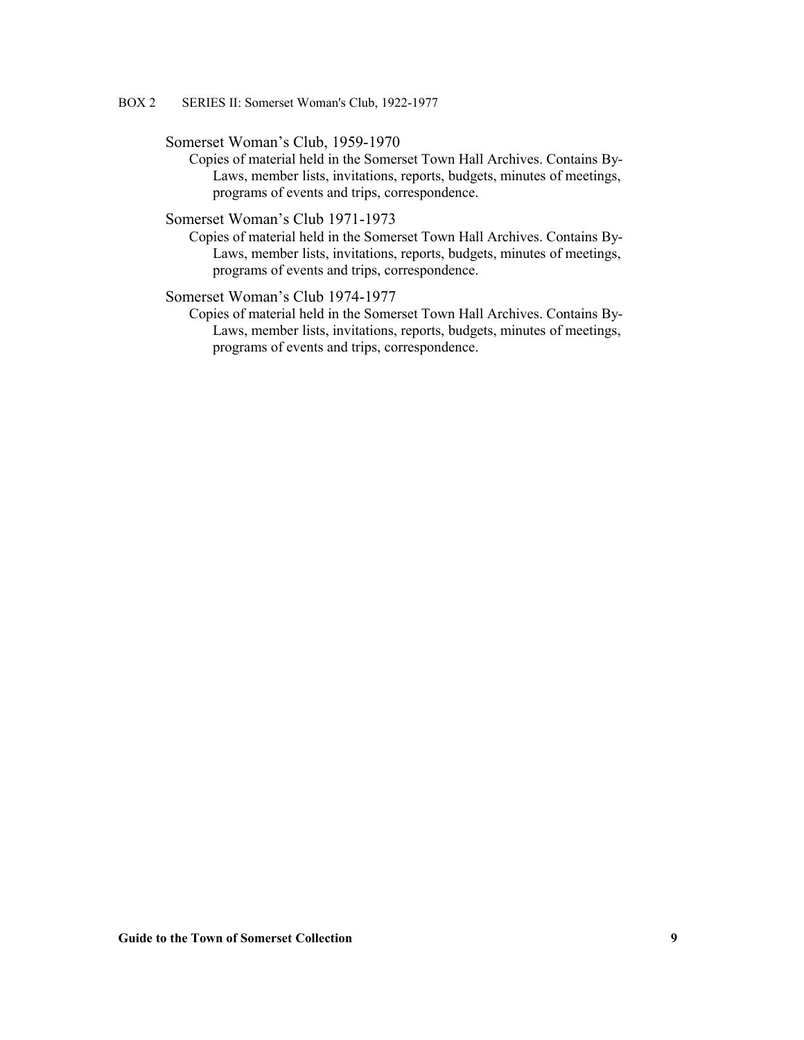BOX 2 SERIES II: Somerset Woman's Club, 1922-1977

Somerset Woman's Club, 1959-1970

Copies of material held in the Somerset Town Hall Archives. Contains By-Laws, member lists, invitations, reports, budgets, minutes of meetings, programs of events and trips, correspondence.

Somerset Woman's Club 1971-1973

Copies of material held in the Somerset Town Hall Archives. Contains By-Laws, member lists, invitations, reports, budgets, minutes of meetings, programs of events and trips, correspondence.

Somerset Woman's Club 1974-1977

Copies of material held in the Somerset Town Hall Archives. Contains By-Laws, member lists, invitations, reports, budgets, minutes of meetings, programs of events and trips, correspondence.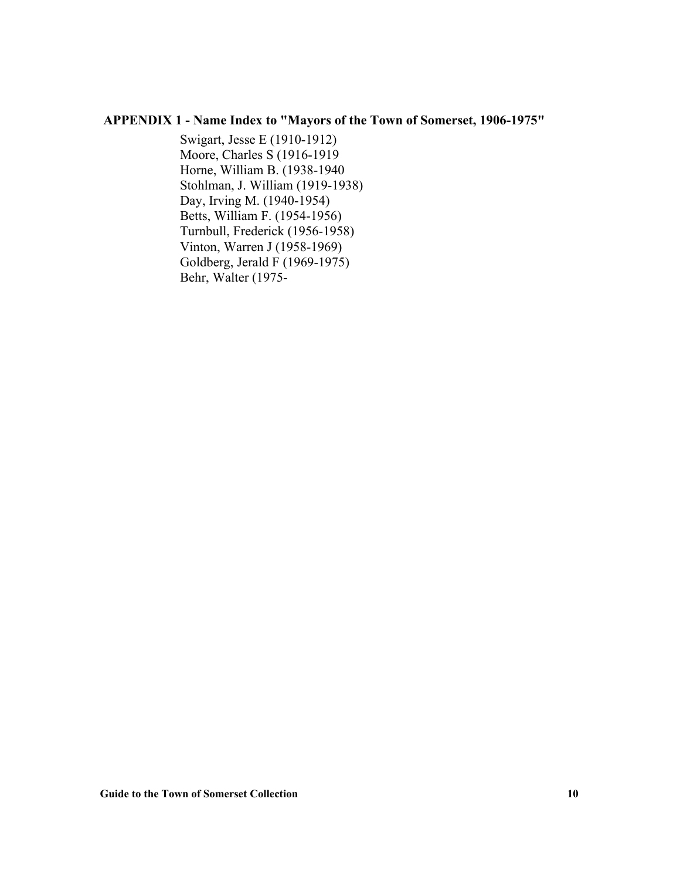## APPENDIX 1 - Name Index to "Mayors of the Town of Somerset, 1906-1975"

Swigart, Jesse E (1910-1912)
Moore, Charles S (1916-1919
Horne, William B. (1938-1940
Stohlman, J. William (1919-1938)
Day, Irving M. (1940-1954)
Betts, William F. (1954-1956)
Turnbull, Frederick (1956-1958)
Vinton, Warren J (1958-1969)
Goldberg, Jerald F (1969-1975)
Behr, Walter (1975-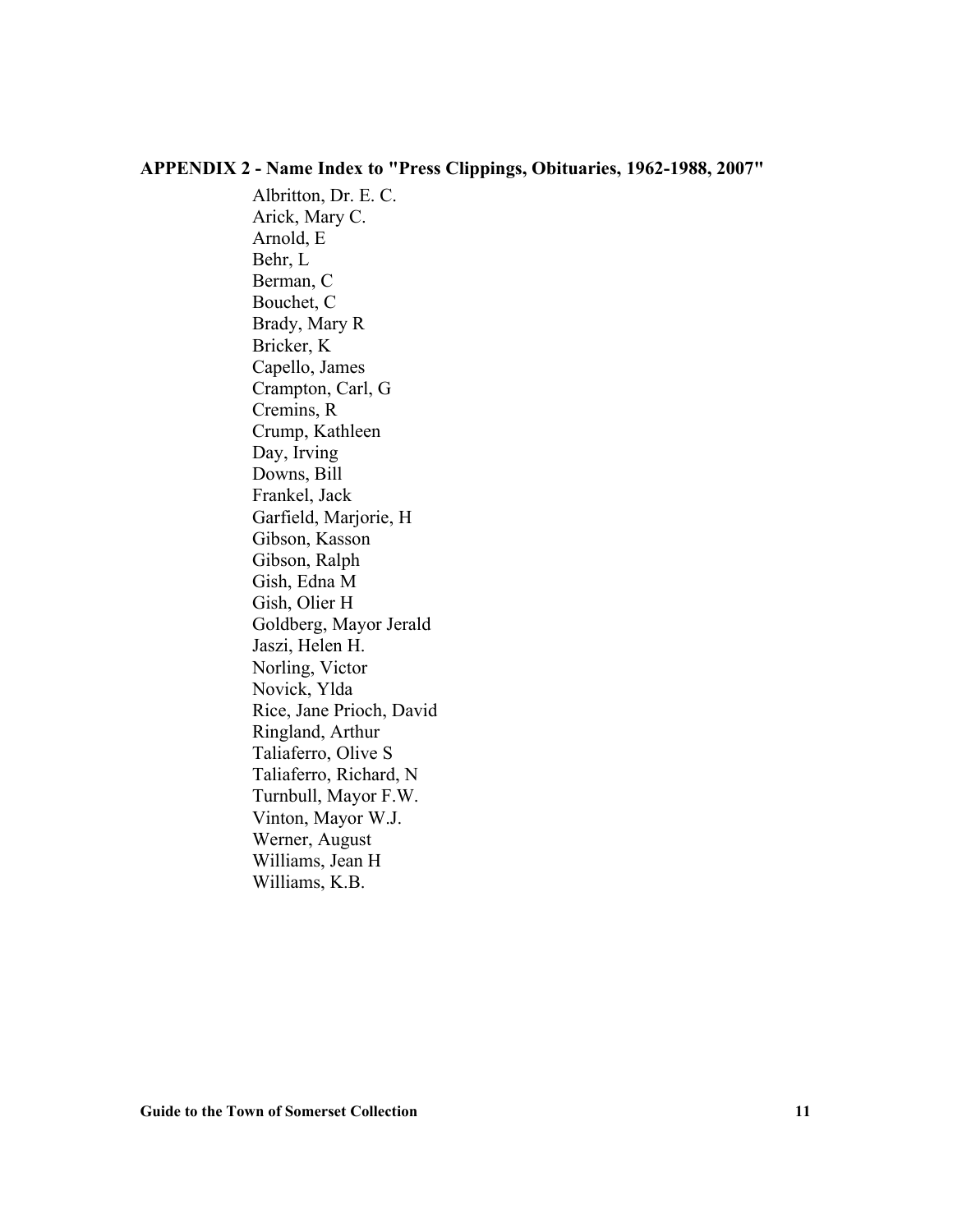**APPENDIX 2 - Name Index to "Press Clippings, Obituaries, 1962-1988, 2007"**

Albritton, Dr. E. C.
Arick, Mary C.
Arnold, E
Behr, L
Berman, C
Bouchet, C
Brady, Mary R
Bricker, K
Capello, James
Crampton, Carl, G
Cremins, R
Crump, Kathleen
Day, Irving
Downs, Bill
Frankel, Jack
Garfield, Marjorie, H
Gibson, Kasson
Gibson, Ralph
Gish, Edna M
Gish, Olier H
Goldberg, Mayor Jerald
Jaszi, Helen H.
Norling, Victor
Novick, Ylda
Rice, Jane Prioch, David
Ringland, Arthur
Taliaferro, Olive S
Taliaferro, Richard, N
Turnbull, Mayor F.W.
Vinton, Mayor W.J.
Werner, August
Williams, Jean H
Williams, K.B.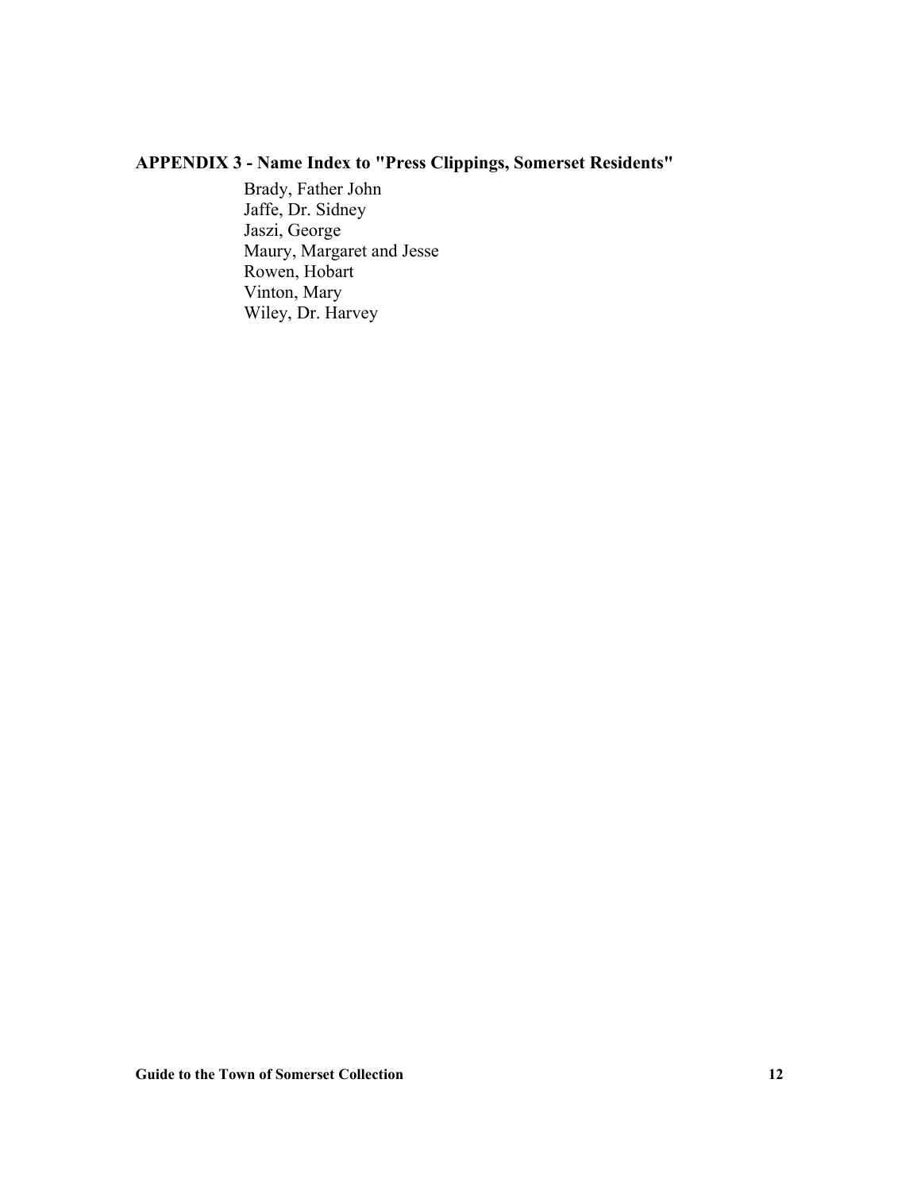## APPENDIX 3 - Name Index to "Press Clippings, Somerset Residents"

Brady, Father John
Jaffe, Dr. Sidney
Jaszi, George
Maury, Margaret and Jesse
Rowen, Hobart
Vinton, Mary
Wiley, Dr. Harvey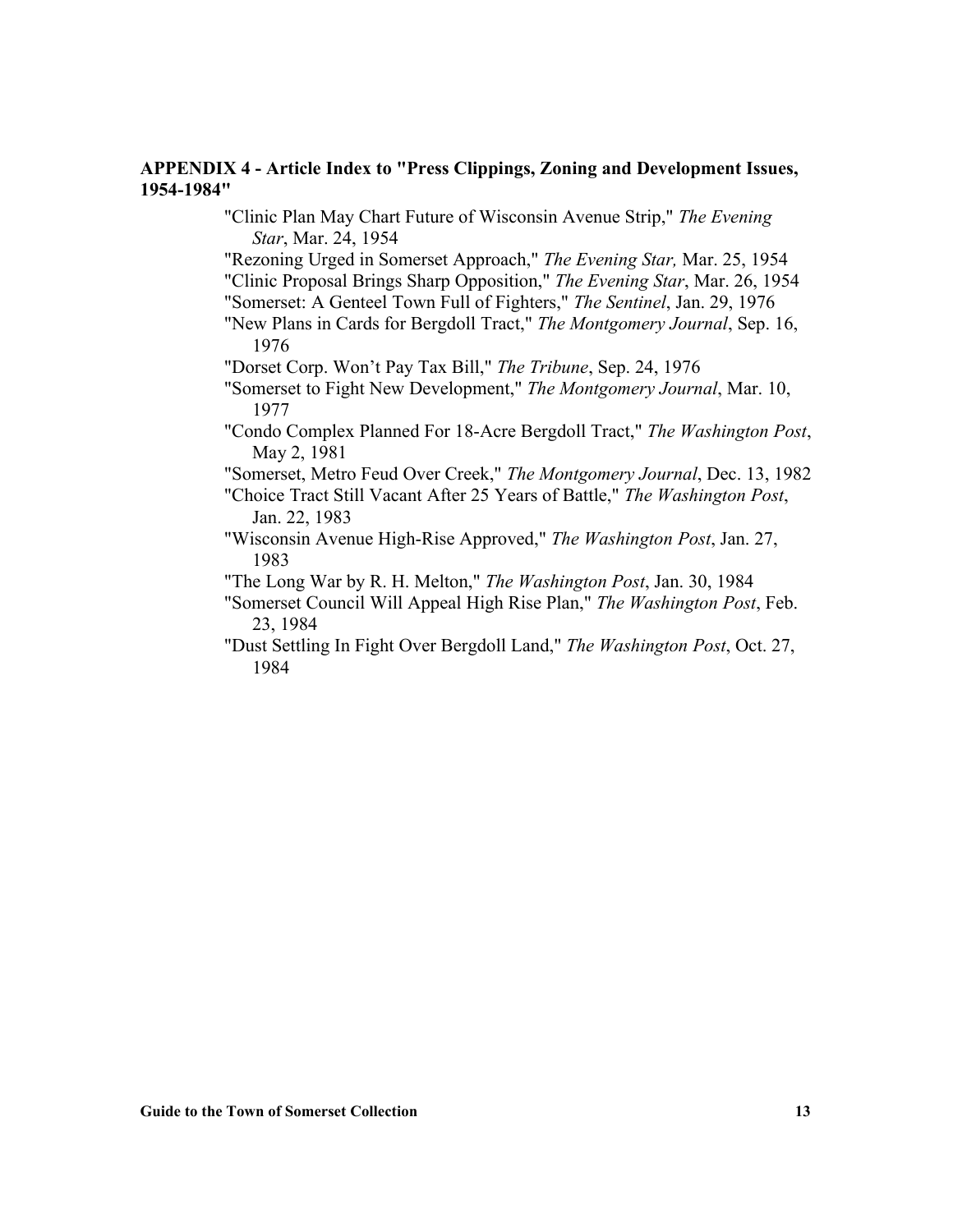## APPENDIX 4 - Article Index to "Press Clippings, Zoning and Development Issues, 1954-1984"

"Clinic Plan May Chart Future of Wisconsin Avenue Strip," *The Evening Star*, Mar. 24, 1954

"Rezoning Urged in Somerset Approach," *The Evening Star,* Mar. 25, 1954

"Clinic Proposal Brings Sharp Opposition," *The Evening Star*, Mar. 26, 1954

"Somerset: A Genteel Town Full of Fighters," *The Sentinel*, Jan. 29, 1976

"New Plans in Cards for Bergdoll Tract," *The Montgomery Journal*, Sep. 16, 1976

"Dorset Corp. Won't Pay Tax Bill," *The Tribune*, Sep. 24, 1976

"Somerset to Fight New Development," *The Montgomery Journal*, Mar. 10, 1977

"Condo Complex Planned For 18-Acre Bergdoll Tract," *The Washington Post*, May 2, 1981

"Somerset, Metro Feud Over Creek," *The Montgomery Journal*, Dec. 13, 1982

"Choice Tract Still Vacant After 25 Years of Battle," *The Washington Post*, Jan. 22, 1983

"Wisconsin Avenue High-Rise Approved," *The Washington Post*, Jan. 27, 1983

"The Long War by R. H. Melton," *The Washington Post*, Jan. 30, 1984

"Somerset Council Will Appeal High Rise Plan," *The Washington Post*, Feb. 23, 1984

"Dust Settling In Fight Over Bergdoll Land," *The Washington Post*, Oct. 27, 1984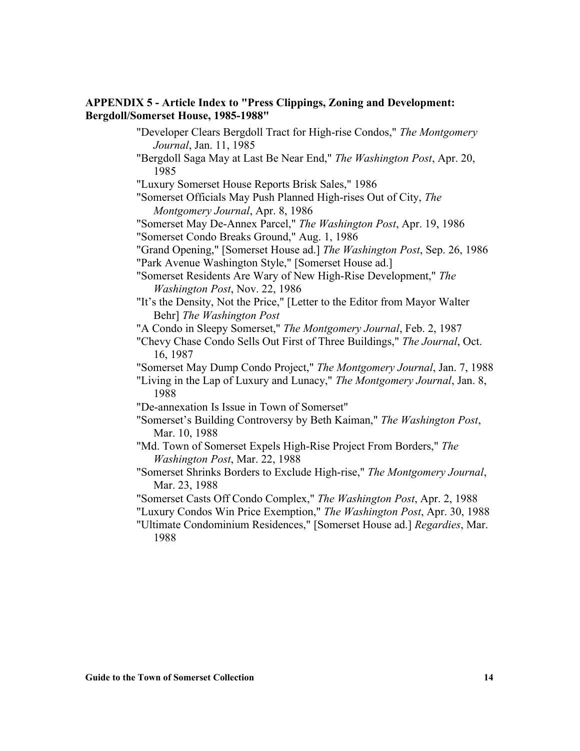## APPENDIX 5 - Article Index to "Press Clippings, Zoning and Development: Bergdoll/Somerset House, 1985-1988"

"Developer Clears Bergdoll Tract for High-rise Condos," *The Montgomery Journal*, Jan. 11, 1985

"Bergdoll Saga May at Last Be Near End," *The Washington Post*, Apr. 20, 1985

"Luxury Somerset House Reports Brisk Sales," 1986

"Somerset Officials May Push Planned High-rises Out of City, *The Montgomery Journal*, Apr. 8, 1986

"Somerset May De-Annex Parcel," *The Washington Post*, Apr. 19, 1986

"Somerset Condo Breaks Ground," Aug. 1, 1986

"Grand Opening," [Somerset House ad.] *The Washington Post*, Sep. 26, 1986

"Park Avenue Washington Style," [Somerset House ad.]

"Somerset Residents Are Wary of New High-Rise Development," *The Washington Post*, Nov. 22, 1986

"It's the Density, Not the Price," [Letter to the Editor from Mayor Walter Behr] *The Washington Post*

"A Condo in Sleepy Somerset," *The Montgomery Journal*, Feb. 2, 1987

"Chevy Chase Condo Sells Out First of Three Buildings," *The Journal*, Oct. 16, 1987

"Somerset May Dump Condo Project," *The Montgomery Journal*, Jan. 7, 1988

"Living in the Lap of Luxury and Lunacy," *The Montgomery Journal*, Jan. 8, 1988

"De-annexation Is Issue in Town of Somerset"

"Somerset's Building Controversy by Beth Kaiman," *The Washington Post*, Mar. 10, 1988

"Md. Town of Somerset Expels High-Rise Project From Borders," *The Washington Post*, Mar. 22, 1988

"Somerset Shrinks Borders to Exclude High-rise," *The Montgomery Journal*, Mar. 23, 1988

"Somerset Casts Off Condo Complex," *The Washington Post*, Apr. 2, 1988

"Luxury Condos Win Price Exemption," *The Washington Post*, Apr. 30, 1988

"Ultimate Condominium Residences," [Somerset House ad.] *Regardies*, Mar. 1988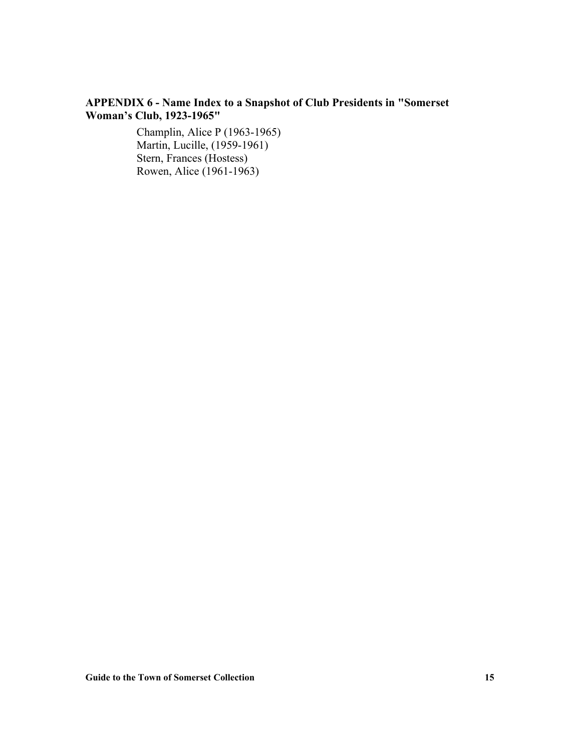### APPENDIX 6 - Name Index to a Snapshot of Club Presidents in "Somerset Woman's Club, 1923-1965"

Champlin, Alice P (1963-1965)
Martin, Lucille, (1959-1961)
Stern, Frances (Hostess)
Rowen, Alice (1961-1963)